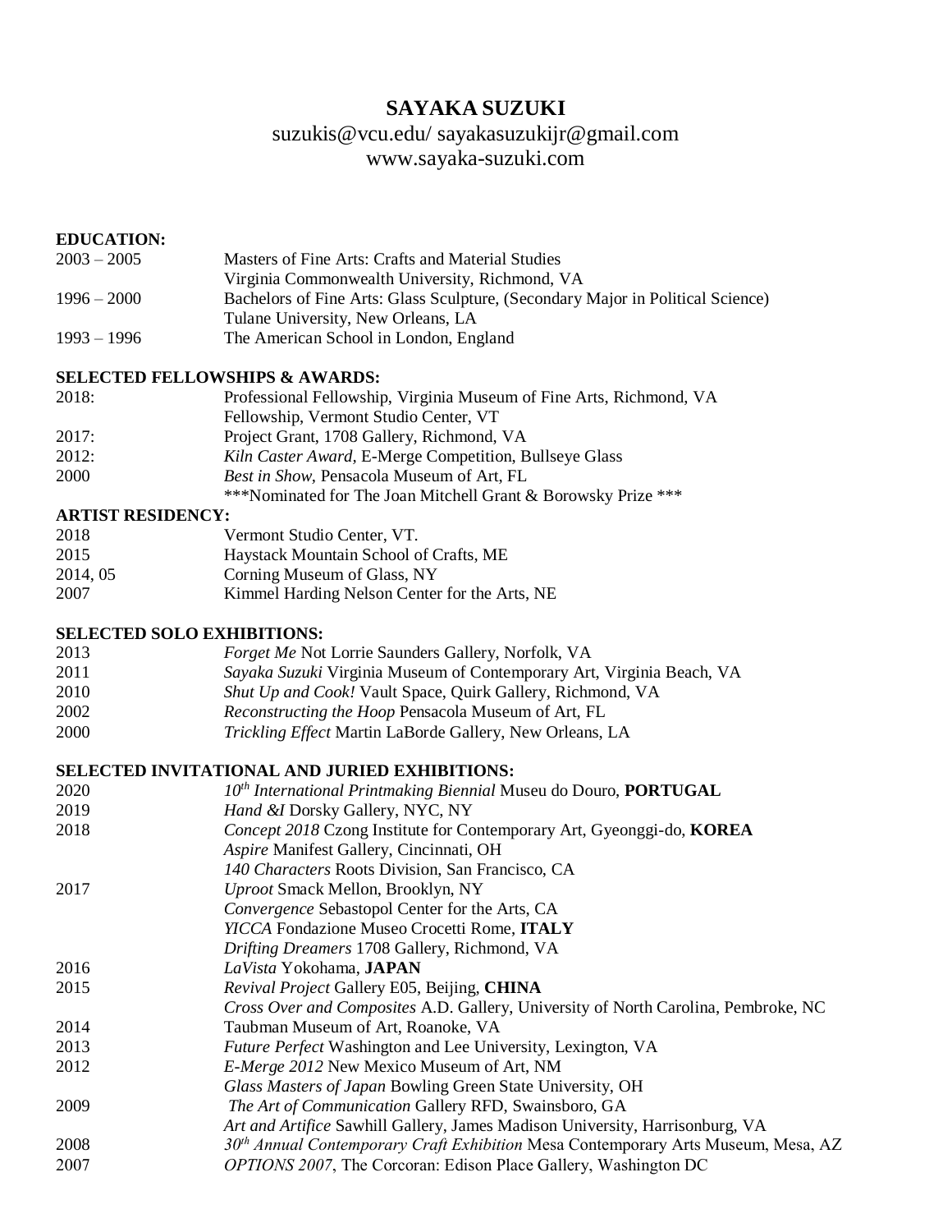# SAYAKA SUZUKI

suzukis@vcu.edu/ sayakasuzukijr@gmail.com
www.sayaka-suzuki.com

**EDUCATION:**

| | |
|---|---|
| 2003 – 2005 | Masters of Fine Arts: Crafts and Material Studies<br>Virginia Commonwealth University, Richmond, VA |
| 1996 – 2000 | Bachelors of Fine Arts: Glass Sculpture, (Secondary Major in Political Science)<br>Tulane University, New Orleans, LA |
| 1993 – 1996 | The American School in London, England |

**SELECTED FELLOWSHIPS & AWARDS:**

| | |
|---|---|
| 2018: | Professional Fellowship, Virginia Museum of Fine Arts, Richmond, VA<br>Fellowship, Vermont Studio Center, VT |
| 2017: | Project Grant, 1708 Gallery, Richmond, VA |
| 2012: | *Kiln Caster Award*, E-Merge Competition, Bullseye Glass |
| 2000 | *Best in Show*, Pensacola Museum of Art, FL<br>***Nominated for The Joan Mitchell Grant & Borowsky Prize *** |

**ARTIST RESIDENCY:**

| | |
|---|---|
| 2018 | Vermont Studio Center, VT. |
| 2015 | Haystack Mountain School of Crafts, ME |
| 2014, 05 | Corning Museum of Glass, NY |
| 2007 | Kimmel Harding Nelson Center for the Arts, NE |

**SELECTED SOLO EXHIBITIONS:**

| | |
|---|---|
| 2013 | *Forget Me* Not Lorrie Saunders Gallery, Norfolk, VA |
| 2011 | *Sayaka Suzuki* Virginia Museum of Contemporary Art, Virginia Beach, VA |
| 2010 | *Shut Up and Cook!* Vault Space, Quirk Gallery, Richmond, VA |
| 2002 | *Reconstructing the Hoop* Pensacola Museum of Art, FL |
| 2000 | *Trickling Effect* Martin LaBorde Gallery, New Orleans, LA |

**SELECTED INVITATIONAL AND JURIED EXHIBITIONS:**

| | |
|---|---|
| 2020 | *10th International Printmaking Biennial* Museu do Douro, **PORTUGAL** |
| 2019 | *Hand &I* Dorsky Gallery, NYC, NY |
| 2018 | *Concept 2018* Czong Institute for Contemporary Art, Gyeonggi-do, **KOREA**<br>*Aspire* Manifest Gallery, Cincinnati, OH<br>*140 Characters* Roots Division, San Francisco, CA |
| 2017 | *Uproot* Smack Mellon, Brooklyn, NY<br>*Convergence* Sebastopol Center for the Arts, CA<br>*YICCA* Fondazione Museo Crocetti Rome, **ITALY**<br>*Drifting Dreamers* 1708 Gallery, Richmond, VA |
| 2016 | *LaVista* Yokohama, **JAPAN** |
| 2015 | *Revival Project* Gallery E05, Beijing, **CHINA**<br>*Cross Over and Composites* A.D. Gallery, University of North Carolina, Pembroke, NC |
| 2014 | Taubman Museum of Art, Roanoke, VA |
| 2013 | *Future Perfect* Washington and Lee University, Lexington, VA |
| 2012 | *E-Merge 2012* New Mexico Museum of Art, NM<br>*Glass Masters of Japan* Bowling Green State University, OH |
| 2009 | *The Art of Communication* Gallery RFD, Swainsboro, GA<br>*Art and Artifice* Sawhill Gallery, James Madison University, Harrisonburg, VA |
| 2008 | *30th Annual Contemporary Craft Exhibition* Mesa Contemporary Arts Museum, Mesa, AZ |
| 2007 | *OPTIONS 2007*, The Corcoran: Edison Place Gallery, Washington DC |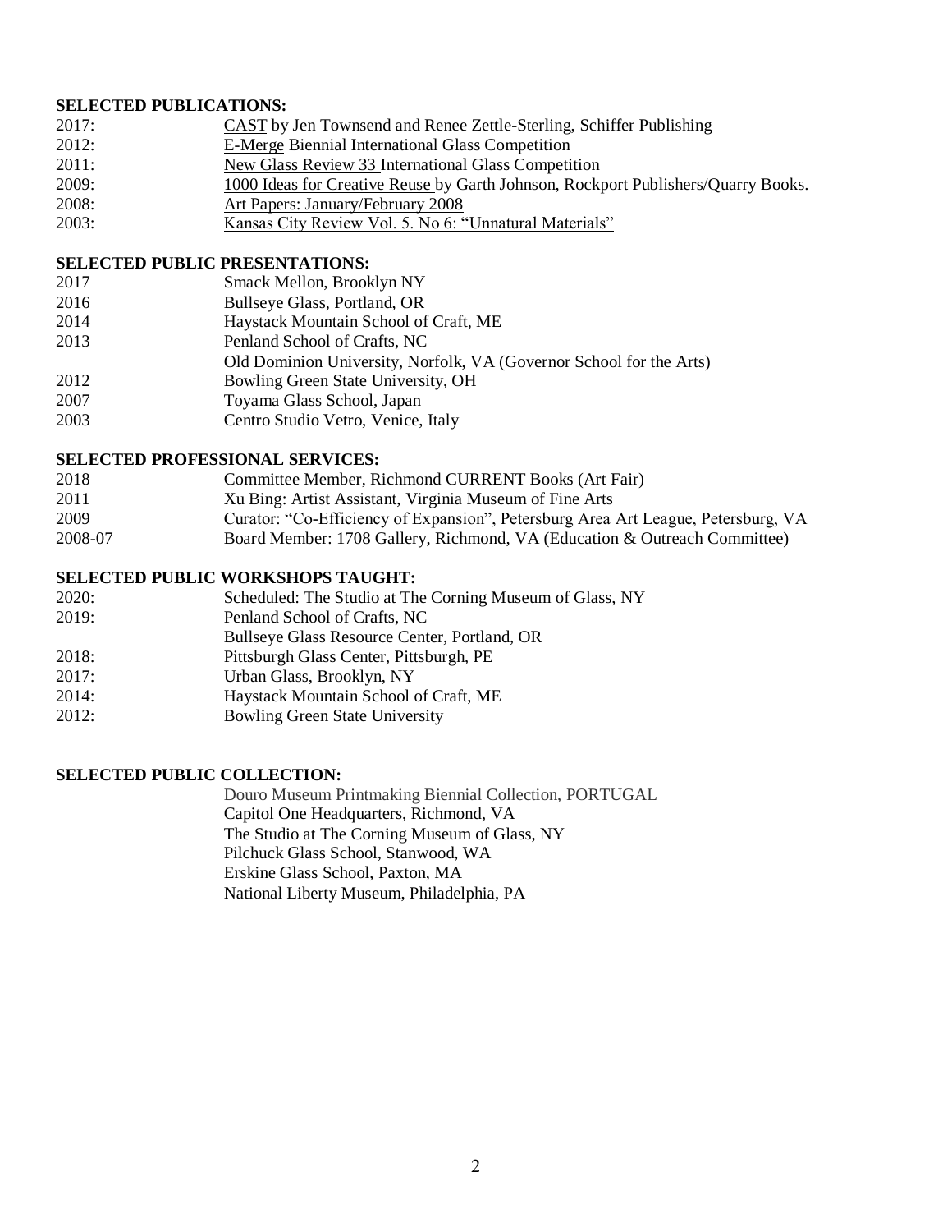**SELECTED PUBLICATIONS:**

| | |
|---|---|
| 2017: | CAST by Jen Townsend and Renee Zettle-Sterling, Schiffer Publishing |
| 2012: | E-Merge Biennial International Glass Competition |
| 2011: | New Glass Review 33 International Glass Competition |
| 2009: | 1000 Ideas for Creative Reuse by Garth Johnson, Rockport Publishers/Quarry Books. |
| 2008: | Art Papers: January/February 2008 |
| 2003: | Kansas City Review Vol. 5. No 6: "Unnatural Materials" |

**SELECTED PUBLIC PRESENTATIONS:**

| | |
|---|---|
| 2017 | Smack Mellon, Brooklyn NY |
| 2016 | Bullseye Glass, Portland, OR |
| 2014 | Haystack Mountain School of Craft, ME |
| 2013 | Penland School of Crafts, NC |
| | Old Dominion University, Norfolk, VA (Governor School for the Arts) |
| 2012 | Bowling Green State University, OH |
| 2007 | Toyama Glass School, Japan |
| 2003 | Centro Studio Vetro, Venice, Italy |

**SELECTED PROFESSIONAL SERVICES:**

| | |
|---|---|
| 2018 | Committee Member, Richmond CURRENT Books (Art Fair) |
| 2011 | Xu Bing: Artist Assistant, Virginia Museum of Fine Arts |
| 2009 | Curator: "Co-Efficiency of Expansion", Petersburg Area Art League, Petersburg, VA |
| 2008-07 | Board Member: 1708 Gallery, Richmond, VA (Education & Outreach Committee) |

**SELECTED PUBLIC WORKSHOPS TAUGHT:**

| | |
|---|---|
| 2020: | Scheduled: The Studio at The Corning Museum of Glass, NY |
| 2019: | Penland School of Crafts, NC |
| | Bullseye Glass Resource Center, Portland, OR |
| 2018: | Pittsburgh Glass Center, Pittsburgh, PE |
| 2017: | Urban Glass, Brooklyn, NY |
| 2014: | Haystack Mountain School of Craft, ME |
| 2012: | Bowling Green State University |

**SELECTED PUBLIC COLLECTION:**

Douro Museum Printmaking Biennial Collection, PORTUGAL
Capitol One Headquarters, Richmond, VA
The Studio at The Corning Museum of Glass, NY
Pilchuck Glass School, Stanwood, WA
Erskine Glass School, Paxton, MA
National Liberty Museum, Philadelphia, PA